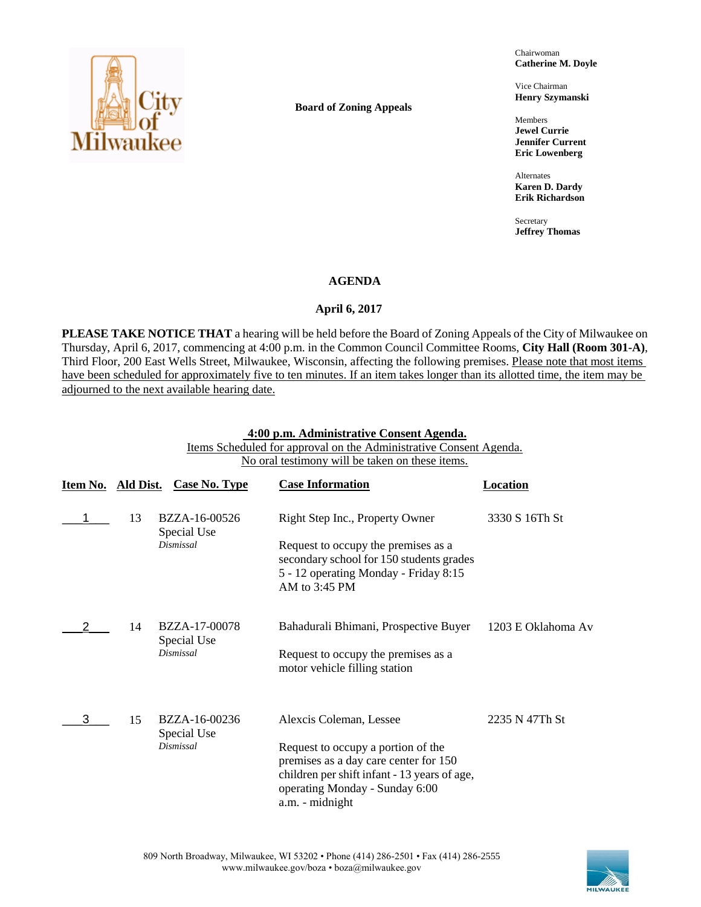Board of Zoning Appeals

Chairwoman
**Catherine M. Doyle**

Vice Chairman
**Henry Szymanski**

Members
**Jewel Currie**
**Jennifer Current**
**Eric Lowenberg**

Alternates
**Karen D. Dardy**
**Erik Richardson**

Secretary
**Jeffrey Thomas**

# AGENDA

## April 6, 2017

**PLEASE TAKE NOTICE THAT** a hearing will be held before the Board of Zoning Appeals of the City of Milwaukee on Thursday, April 6, 2017, commencing at 4:00 p.m. in the Common Council Committee Rooms, **City Hall (Room 301-A)**, Third Floor, 200 East Wells Street, Milwaukee, Wisconsin, affecting the following premises. Please note that most items have been scheduled for approximately five to ten minutes. If an item takes longer than its allotted time, the item may be adjourned to the next available hearing date.

**4:00 p.m. Administrative Consent Agenda.**
Items Scheduled for approval on the Administrative Consent Agenda.
No oral testimony will be taken on these items.

| Item No. | Ald Dist. | Case No. Type | Case Information | Location |
|---|---|---|---|---|
| 1 | 13 | BZZA-16-00526 Special Use *Dismissal* | Right Step Inc., Property Owner<br><br>Request to occupy the premises as a secondary school for 150 students grades 5 - 12 operating Monday - Friday 8:15 AM to 3:45 PM | 3330 S 16Th St |
| 2 | 14 | BZZA-17-00078 Special Use *Dismissal* | Bahadurali Bhimani, Prospective Buyer<br><br>Request to occupy the premises as a motor vehicle filling station | 1203 E Oklahoma Av |
| 3 | 15 | BZZA-16-00236 Special Use *Dismissal* | Alexcis Coleman, Lessee<br><br>Request to occupy a portion of the premises as a day care center for 150 children per shift infant - 13 years of age, operating Monday - Sunday 6:00 a.m. - midnight | 2235 N 47Th St |

809 North Broadway, Milwaukee, WI 53202 • Phone (414) 286-2501 • Fax (414) 286-2555
www.milwaukee.gov/boza • boza@milwaukee.gov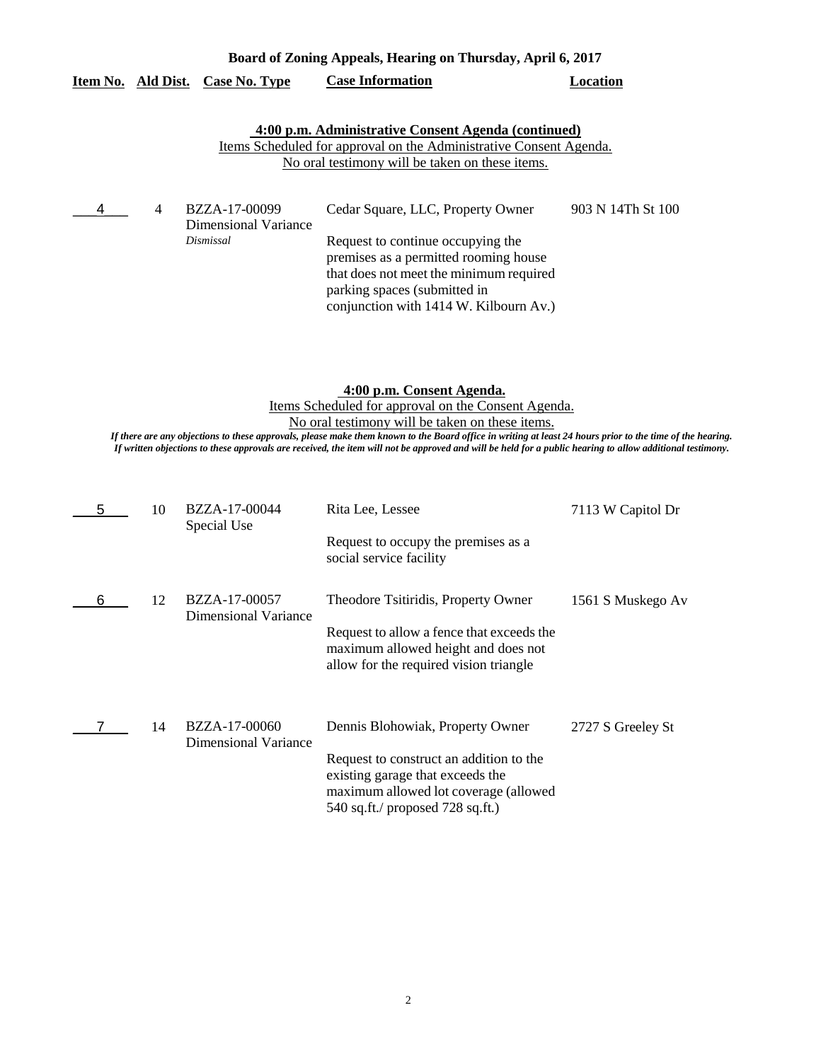**Board of Zoning Appeals, Hearing on Thursday, April 6, 2017**

| Item No. | Ald Dist. | Case No. Type | Case Information | Location |
|---|---|---|---|---|

**4:00 p.m. Administrative Consent Agenda (continued)**

Items Scheduled for approval on the Administrative Consent Agenda.
No oral testimony will be taken on these items.

| Item No. | Ald Dist. | Case No. Type | Case Information | Location |
|---|---|---|---|---|
| 4 | 4 | BZZA-17-00099 Dimensional Variance *Dismissal* | Cedar Square, LLC, Property Owner<br><br>Request to continue occupying the premises as a permitted rooming house that does not meet the minimum required parking spaces (submitted in conjunction with 1414 W. Kilbourn Av.) | 903 N 14Th St 100 |

**4:00 p.m. Consent Agenda.**

Items Scheduled for approval on the Consent Agenda.
No oral testimony will be taken on these items.

*If there are any objections to these approvals, please make them known to the Board office in writing at least 24 hours prior to the time of the hearing. If written objections to these approvals are received, the item will not be approved and will be held for a public hearing to allow additional testimony.*

| Item No. | Ald Dist. | Case No. Type | Case Information | Location |
|---|---|---|---|---|
| 5 | 10 | BZZA-17-00044 Special Use | Rita Lee, Lessee<br><br>Request to occupy the premises as a social service facility | 7113 W Capitol Dr |
| 6 | 12 | BZZA-17-00057 Dimensional Variance | Theodore Tsitiridis, Property Owner<br><br>Request to allow a fence that exceeds the maximum allowed height and does not allow for the required vision triangle | 1561 S Muskego Av |
| 7 | 14 | BZZA-17-00060 Dimensional Variance | Dennis Blohowiak, Property Owner<br><br>Request to construct an addition to the existing garage that exceeds the maximum allowed lot coverage (allowed 540 sq.ft./ proposed 728 sq.ft.) | 2727 S Greeley St |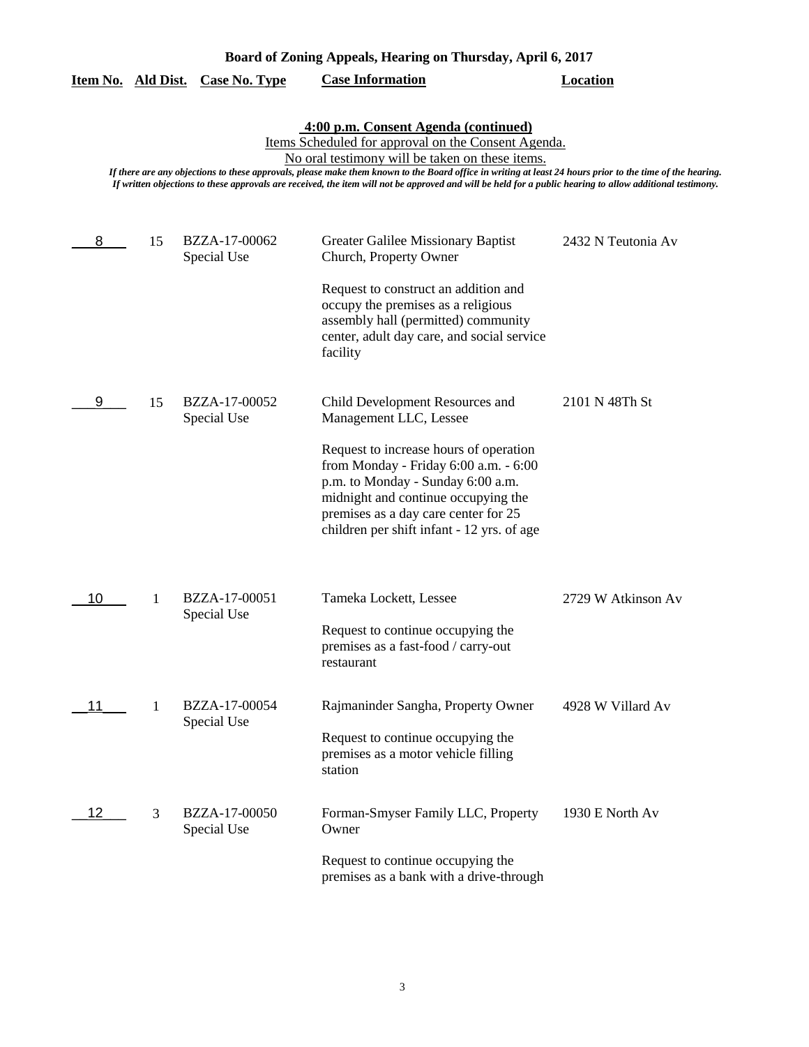**Board of Zoning Appeals, Hearing on Thursday, April 6, 2017**

**4:00 p.m. Consent Agenda (continued)**

Items Scheduled for approval on the Consent Agenda.

No oral testimony will be taken on these items.

*If there are any objections to these approvals, please make them known to the Board office in writing at least 24 hours prior to the time of the hearing.*
*If written objections to these approvals are received, the item will not be approved and will be held for a public hearing to allow additional testimony.*

| Item No. | Ald Dist. | Case No. Type | Case Information | Location |
|---|---|---|---|---|
| 8 | 15 | BZZA-17-00062 Special Use | Greater Galilee Missionary Baptist Church, Property Owner<br><br>Request to construct an addition and occupy the premises as a religious assembly hall (permitted) community center, adult day care, and social service facility | 2432 N Teutonia Av |
| 9 | 15 | BZZA-17-00052 Special Use | Child Development Resources and Management LLC, Lessee<br><br>Request to increase hours of operation from Monday - Friday 6:00 a.m. - 6:00 p.m. to Monday - Sunday 6:00 a.m. midnight and continue occupying the premises as a day care center for 25 children per shift infant - 12 yrs. of age | 2101 N 48Th St |
| 10 | 1 | BZZA-17-00051 Special Use | Tameka Lockett, Lessee<br><br>Request to continue occupying the premises as a fast-food / carry-out restaurant | 2729 W Atkinson Av |
| 11 | 1 | BZZA-17-00054 Special Use | Rajmaninder Sangha, Property Owner<br><br>Request to continue occupying the premises as a motor vehicle filling station | 4928 W Villard Av |
| 12 | 3 | BZZA-17-00050 Special Use | Forman-Smyser Family LLC, Property Owner<br><br>Request to continue occupying the premises as a bank with a drive-through | 1930 E North Av |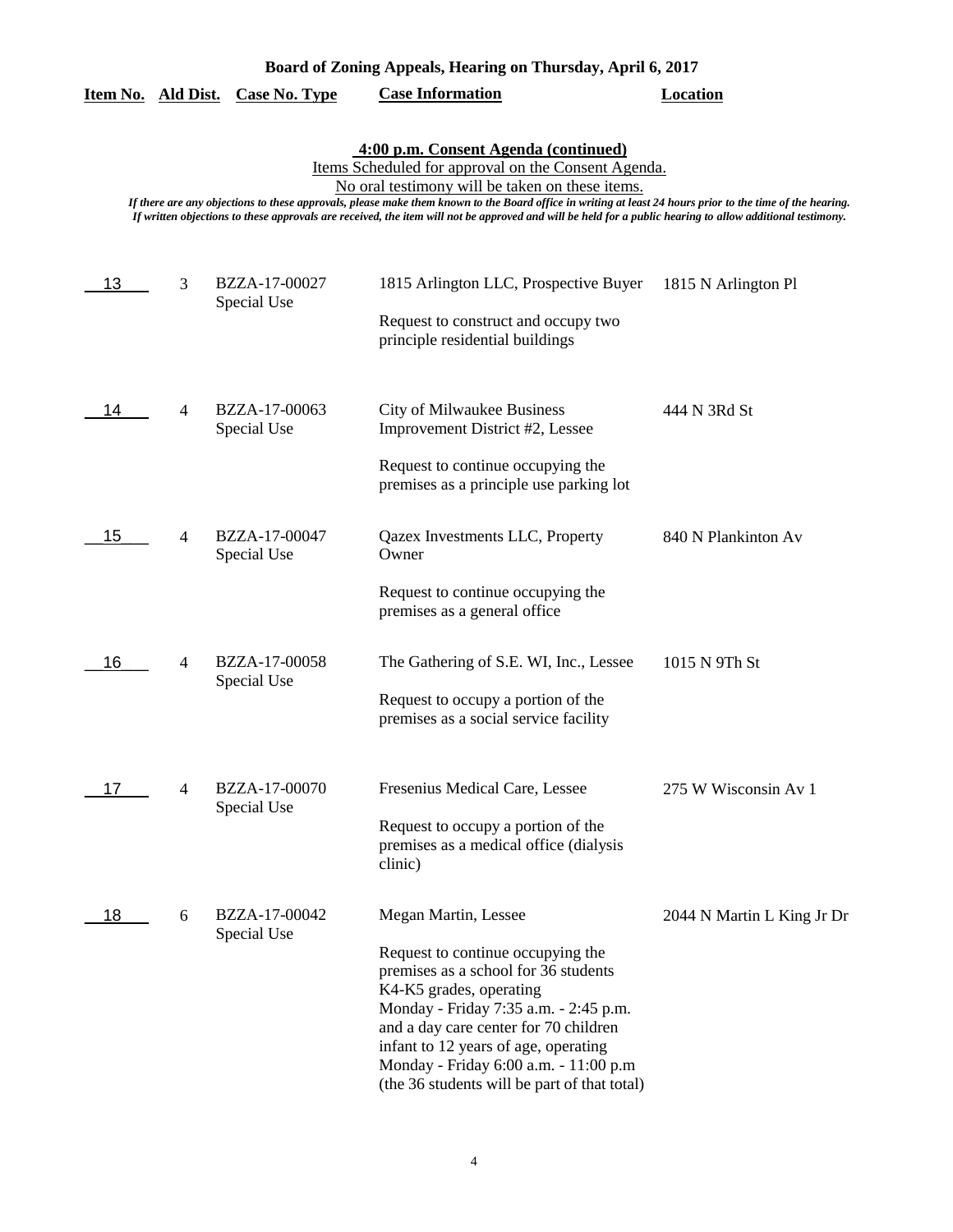**Board of Zoning Appeals, Hearing on Thursday, April 6, 2017**

**4:00 p.m. Consent Agenda (continued)**

Items Scheduled for approval on the Consent Agenda.

No oral testimony will be taken on these items.

*If there are any objections to these approvals, please make them known to the Board office in writing at least 24 hours prior to the time of the hearing. If written objections to these approvals are received, the item will not be approved and will be held for a public hearing to allow additional testimony.*

| Item No. | Ald Dist. | Case No. Type | Case Information | Location |
|---|---|---|---|---|
| 13 | 3 | BZZA-17-00027 Special Use | 1815 Arlington LLC, Prospective Buyer<br><br>Request to construct and occupy two principle residential buildings | 1815 N Arlington Pl |
| 14 | 4 | BZZA-17-00063 Special Use | City of Milwaukee Business Improvement District #2, Lessee<br><br>Request to continue occupying the premises as a principle use parking lot | 444 N 3Rd St |
| 15 | 4 | BZZA-17-00047 Special Use | Qazex Investments LLC, Property Owner<br><br>Request to continue occupying the premises as a general office | 840 N Plankinton Av |
| 16 | 4 | BZZA-17-00058 Special Use | The Gathering of S.E. WI, Inc., Lessee<br><br>Request to occupy a portion of the premises as a social service facility | 1015 N 9Th St |
| 17 | 4 | BZZA-17-00070 Special Use | Fresenius Medical Care, Lessee<br><br>Request to occupy a portion of the premises as a medical office (dialysis clinic) | 275 W Wisconsin Av 1 |
| 18 | 6 | BZZA-17-00042 Special Use | Megan Martin, Lessee<br><br>Request to continue occupying the premises as a school for 36 students K4-K5 grades, operating Monday - Friday 7:35 a.m. - 2:45 p.m. and a day care center for 70 children infant to 12 years of age, operating Monday - Friday 6:00 a.m. - 11:00 p.m (the 36 students will be part of that total) | 2044 N Martin L King Jr Dr |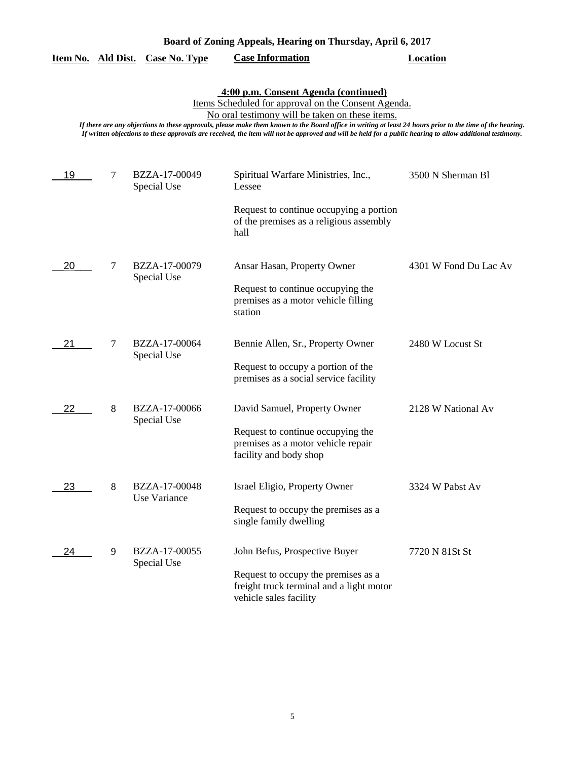# Board of Zoning Appeals, Hearing on Thursday, April 6, 2017

## 4:00 p.m. Consent Agenda (continued)

Items Scheduled for approval on the Consent Agenda.

No oral testimony will be taken on these items.

*If there are any objections to these approvals, please make them known to the Board office in writing at least 24 hours prior to the time of the hearing. If written objections to these approvals are received, the item will not be approved and will be held for a public hearing to allow additional testimony.*

| Item No. | Ald Dist. | Case No. Type | Case Information | Location |
|---|---|---|---|---|
| 19 | 7 | BZZA-17-00049 Special Use | Spiritual Warfare Ministries, Inc., Lessee<br><br>Request to continue occupying a portion of the premises as a religious assembly hall | 3500 N Sherman Bl |
| 20 | 7 | BZZA-17-00079 Special Use | Ansar Hasan, Property Owner<br><br>Request to continue occupying the premises as a motor vehicle filling station | 4301 W Fond Du Lac Av |
| 21 | 7 | BZZA-17-00064 Special Use | Bennie Allen, Sr., Property Owner<br><br>Request to occupy a portion of the premises as a social service facility | 2480 W Locust St |
| 22 | 8 | BZZA-17-00066 Special Use | David Samuel, Property Owner<br><br>Request to continue occupying the premises as a motor vehicle repair facility and body shop | 2128 W National Av |
| 23 | 8 | BZZA-17-00048 Use Variance | Israel Eligio, Property Owner<br><br>Request to occupy the premises as a single family dwelling | 3324 W Pabst Av |
| 24 | 9 | BZZA-17-00055 Special Use | John Befus, Prospective Buyer<br><br>Request to occupy the premises as a freight truck terminal and a light motor vehicle sales facility | 7720 N 81St St |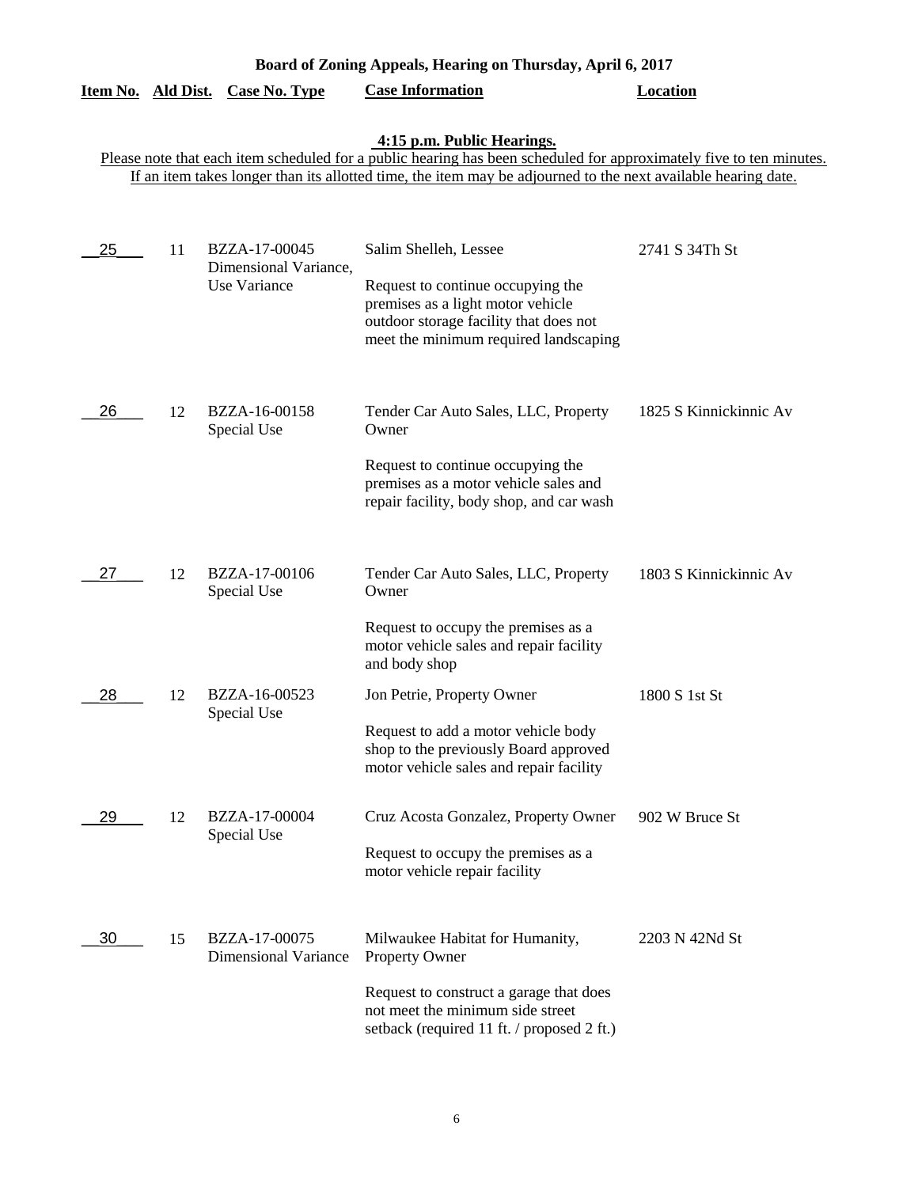**Board of Zoning Appeals, Hearing on Thursday, April 6, 2017**

**4:15 p.m. Public Hearings.**

Please note that each item scheduled for a public hearing has been scheduled for approximately five to ten minutes. If an item takes longer than its allotted time, the item may be adjourned to the next available hearing date.

| Item No. | Ald Dist. | Case No. Type | Case Information | Location |
|---|---|---|---|---|
| 25 | 11 | BZZA-17-00045 Dimensional Variance, Use Variance | Salim Shelleh, Lessee<br><br>Request to continue occupying the premises as a light motor vehicle outdoor storage facility that does not meet the minimum required landscaping | 2741 S 34Th St |
| 26 | 12 | BZZA-16-00158 Special Use | Tender Car Auto Sales, LLC, Property Owner<br><br>Request to continue occupying the premises as a motor vehicle sales and repair facility, body shop, and car wash | 1825 S Kinnickinnic Av |
| 27 | 12 | BZZA-17-00106 Special Use | Tender Car Auto Sales, LLC, Property Owner<br><br>Request to occupy the premises as a motor vehicle sales and repair facility and body shop | 1803 S Kinnickinnic Av |
| 28 | 12 | BZZA-16-00523 Special Use | Jon Petrie, Property Owner<br><br>Request to add a motor vehicle body shop to the previously Board approved motor vehicle sales and repair facility | 1800 S 1st St |
| 29 | 12 | BZZA-17-00004 Special Use | Cruz Acosta Gonzalez, Property Owner<br><br>Request to occupy the premises as a motor vehicle repair facility | 902 W Bruce St |
| 30 | 15 | BZZA-17-00075 Dimensional Variance | Milwaukee Habitat for Humanity, Property Owner<br><br>Request to construct a garage that does not meet the minimum side street setback (required 11 ft. / proposed 2 ft.) | 2203 N 42Nd St |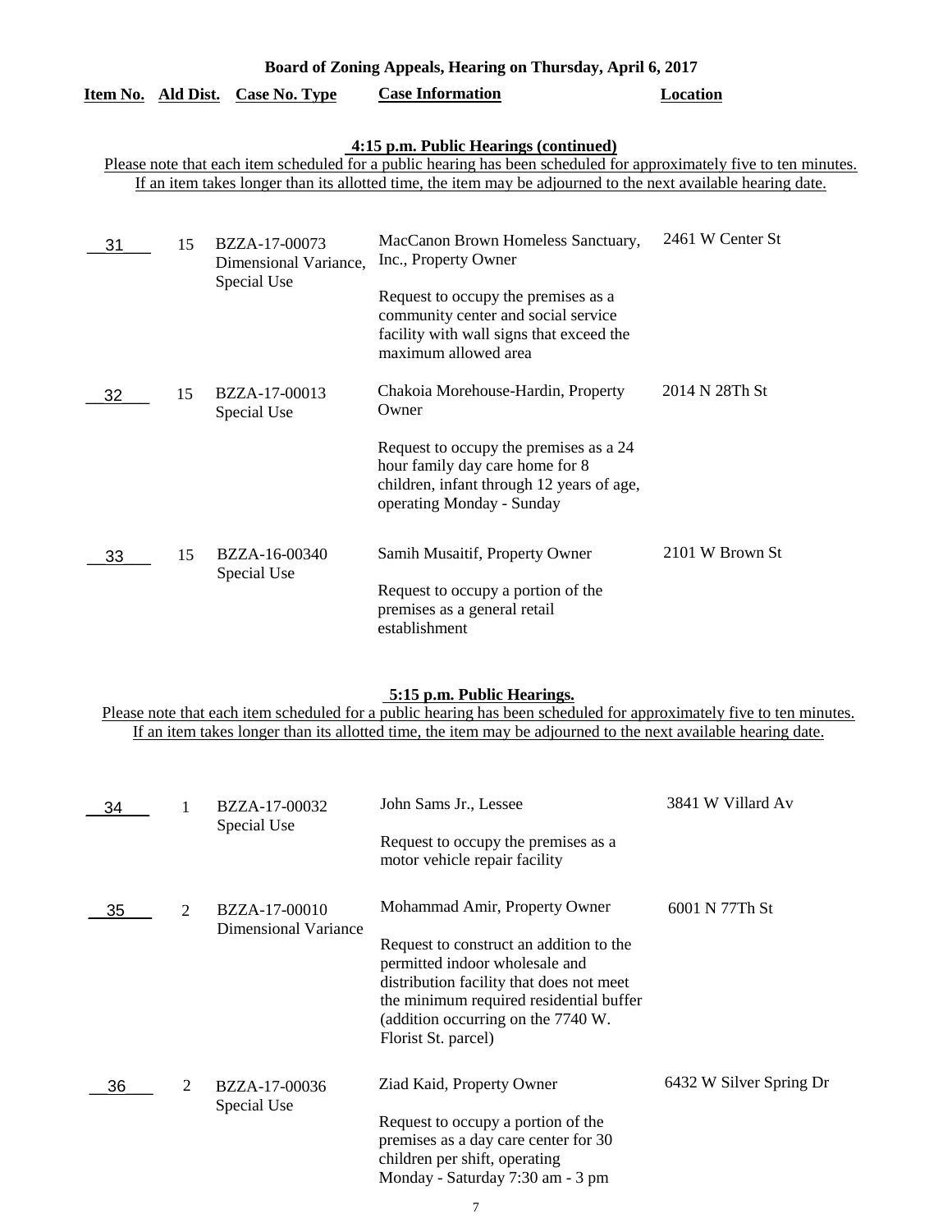# Board of Zoning Appeals, Hearing on Thursday, April 6, 2017

| Item No. | Ald Dist. | Case No. Type | Case Information | Location |
|---|---|---|---|---|

### 4:15 p.m. Public Hearings (continued)

Please note that each item scheduled for a public hearing has been scheduled for approximately five to ten minutes. If an item takes longer than its allotted time, the item may be adjourned to the next available hearing date.

| Item No. | Ald Dist. | Case No. Type | Case Information | Location |
|---|---|---|---|---|
| 31 | 15 | BZZA-17-00073 Dimensional Variance, Special Use | MacCanon Brown Homeless Sanctuary, Inc., Property Owner<br><br>Request to occupy the premises as a community center and social service facility with wall signs that exceed the maximum allowed area | 2461 W Center St |
| 32 | 15 | BZZA-17-00013 Special Use | Chakoia Morehouse-Hardin, Property Owner<br><br>Request to occupy the premises as a 24 hour family day care home for 8 children, infant through 12 years of age, operating Monday - Sunday | 2014 N 28Th St |
| 33 | 15 | BZZA-16-00340 Special Use | Samih Musaitif, Property Owner<br><br>Request to occupy a portion of the premises as a general retail establishment | 2101 W Brown St |

### 5:15 p.m. Public Hearings.

Please note that each item scheduled for a public hearing has been scheduled for approximately five to ten minutes. If an item takes longer than its allotted time, the item may be adjourned to the next available hearing date.

| Item No. | Ald Dist. | Case No. Type | Case Information | Location |
|---|---|---|---|---|
| 34 | 1 | BZZA-17-00032 Special Use | John Sams Jr., Lessee<br><br>Request to occupy the premises as a motor vehicle repair facility | 3841 W Villard Av |
| 35 | 2 | BZZA-17-00010 Dimensional Variance | Mohammad Amir, Property Owner<br><br>Request to construct an addition to the permitted indoor wholesale and distribution facility that does not meet the minimum required residential buffer (addition occurring on the 7740 W. Florist St. parcel) | 6001 N 77Th St |
| 36 | 2 | BZZA-17-00036 Special Use | Ziad Kaid, Property Owner<br><br>Request to occupy a portion of the premises as a day care center for 30 children per shift, operating Monday - Saturday 7:30 am - 3 pm | 6432 W Silver Spring Dr |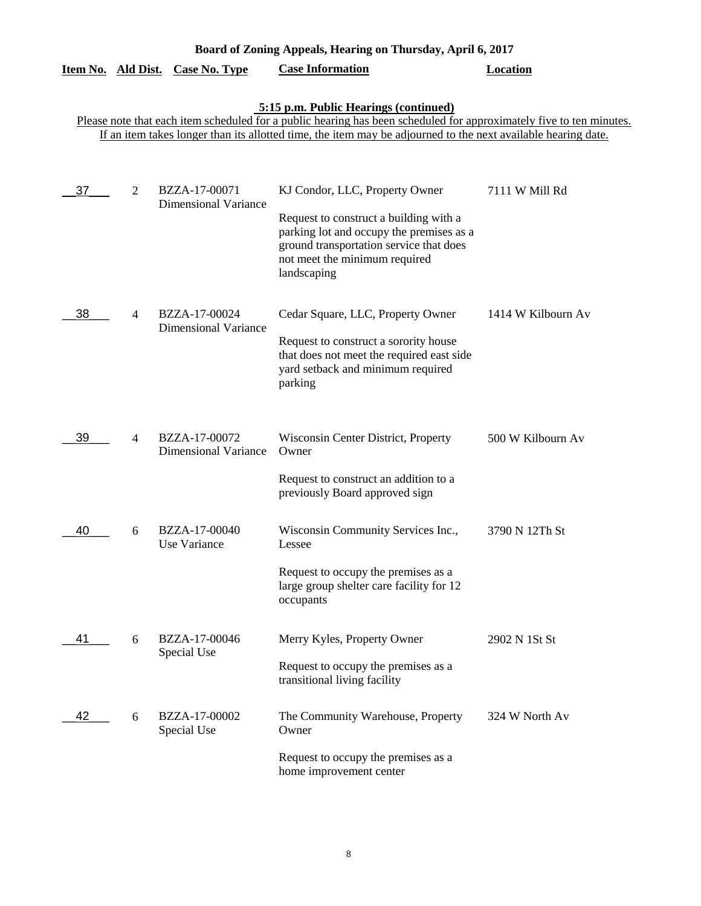**Board of Zoning Appeals, Hearing on Thursday, April 6, 2017**

**5:15 p.m. Public Hearings (continued)**

Please note that each item scheduled for a public hearing has been scheduled for approximately five to ten minutes. If an item takes longer than its allotted time, the item may be adjourned to the next available hearing date.

| Item No. | Ald Dist. | Case No. Type | Case Information | Location |
|---|---|---|---|---|
| 37 | 2 | BZZA-17-00071 Dimensional Variance | KJ Condor, LLC, Property Owner<br><br>Request to construct a building with a parking lot and occupy the premises as a ground transportation service that does not meet the minimum required landscaping | 7111 W Mill Rd |
| 38 | 4 | BZZA-17-00024 Dimensional Variance | Cedar Square, LLC, Property Owner<br><br>Request to construct a sorority house that does not meet the required east side yard setback and minimum required parking | 1414 W Kilbourn Av |
| 39 | 4 | BZZA-17-00072 Dimensional Variance | Wisconsin Center District, Property Owner<br><br>Request to construct an addition to a previously Board approved sign | 500 W Kilbourn Av |
| 40 | 6 | BZZA-17-00040 Use Variance | Wisconsin Community Services Inc., Lessee<br><br>Request to occupy the premises as a large group shelter care facility for 12 occupants | 3790 N 12Th St |
| 41 | 6 | BZZA-17-00046 Special Use | Merry Kyles, Property Owner<br><br>Request to occupy the premises as a transitional living facility | 2902 N 1St St |
| 42 | 6 | BZZA-17-00002 Special Use | The Community Warehouse, Property Owner<br><br>Request to occupy the premises as a home improvement center | 324 W North Av |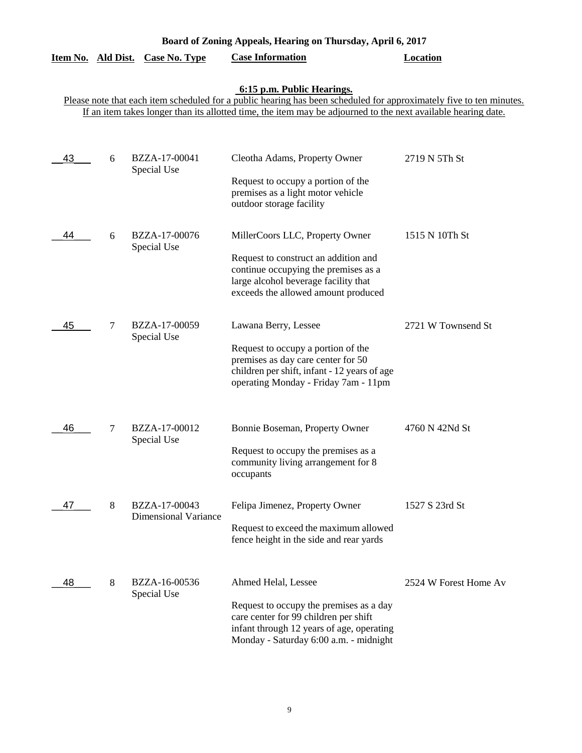**Board of Zoning Appeals, Hearing on Thursday, April 6, 2017**

**6:15 p.m. Public Hearings.**

Please note that each item scheduled for a public hearing has been scheduled for approximately five to ten minutes. If an item takes longer than its allotted time, the item may be adjourned to the next available hearing date.

| Item No. | Ald Dist. | Case No. Type | Case Information | Location |
|---|---|---|---|---|
| 43 | 6 | BZZA-17-00041 Special Use | Cleotha Adams, Property Owner<br><br>Request to occupy a portion of the premises as a light motor vehicle outdoor storage facility | 2719 N 5Th St |
| 44 | 6 | BZZA-17-00076 Special Use | MillerCoors LLC, Property Owner<br><br>Request to construct an addition and continue occupying the premises as a large alcohol beverage facility that exceeds the allowed amount produced | 1515 N 10Th St |
| 45 | 7 | BZZA-17-00059 Special Use | Lawana Berry, Lessee<br><br>Request to occupy a portion of the premises as day care center for 50 children per shift, infant - 12 years of age operating Monday - Friday 7am - 11pm | 2721 W Townsend St |
| 46 | 7 | BZZA-17-00012 Special Use | Bonnie Boseman, Property Owner<br><br>Request to occupy the premises as a community living arrangement for 8 occupants | 4760 N 42Nd St |
| 47 | 8 | BZZA-17-00043 Dimensional Variance | Felipa Jimenez, Property Owner<br><br>Request to exceed the maximum allowed fence height in the side and rear yards | 1527 S 23rd St |
| 48 | 8 | BZZA-16-00536 Special Use | Ahmed Helal, Lessee<br><br>Request to occupy the premises as a day care center for 99 children per shift infant through 12 years of age, operating Monday - Saturday 6:00 a.m. - midnight | 2524 W Forest Home Av |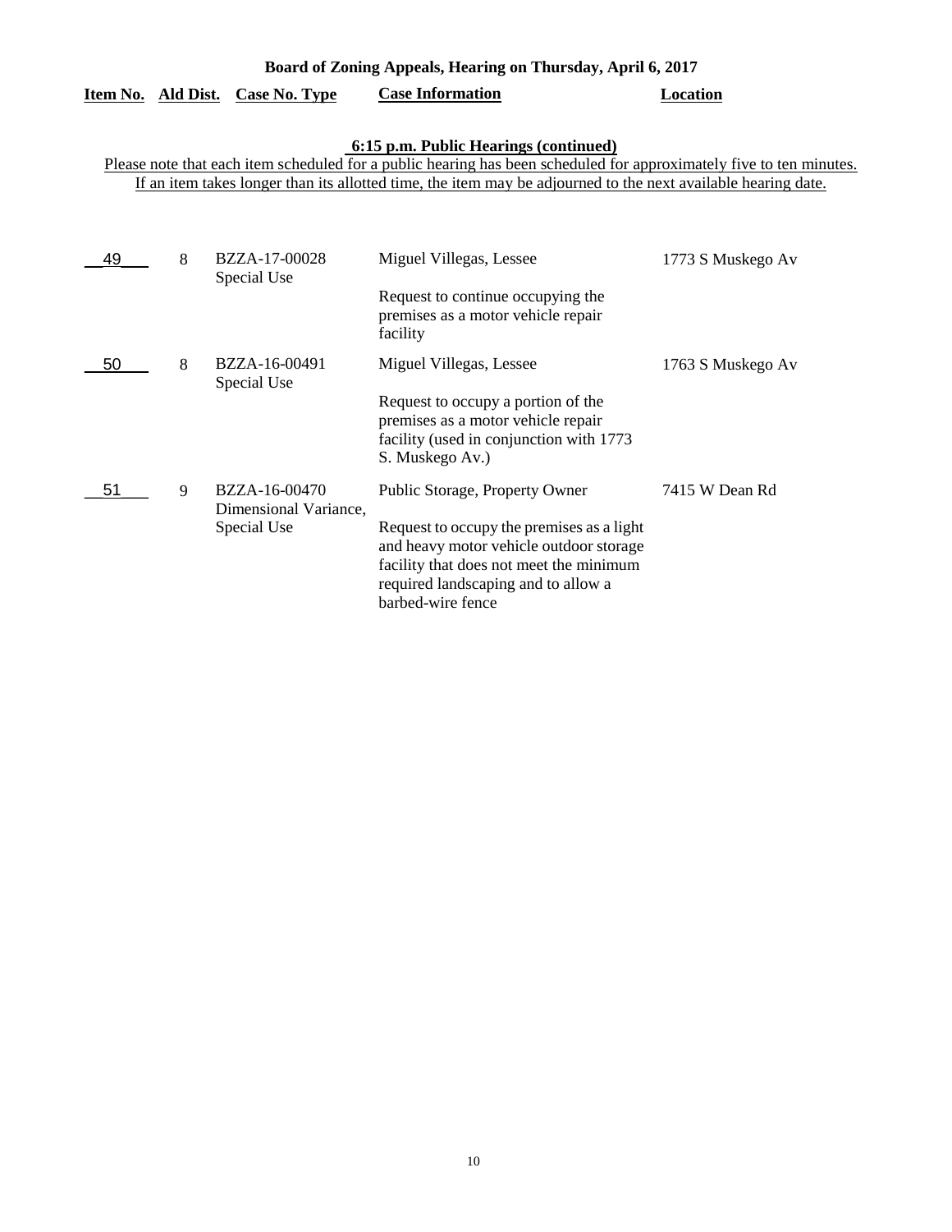**Board of Zoning Appeals, Hearing on Thursday, April 6, 2017**

| Item No. | Ald Dist. | Case No. Type | Case Information | Location |
|---|---|---|---|---|

**6:15 p.m. Public Hearings (continued)**

Please note that each item scheduled for a public hearing has been scheduled for approximately five to ten minutes. If an item takes longer than its allotted time, the item may be adjourned to the next available hearing date.

| Item No. | Ald Dist. | Case No. Type | Case Information | Location |
|---|---|---|---|---|
| 49 | 8 | BZZA-17-00028 Special Use | Miguel Villegas, Lessee<br><br>Request to continue occupying the premises as a motor vehicle repair facility | 1773 S Muskego Av |
| 50 | 8 | BZZA-16-00491 Special Use | Miguel Villegas, Lessee<br><br>Request to occupy a portion of the premises as a motor vehicle repair facility (used in conjunction with 1773 S. Muskego Av.) | 1763 S Muskego Av |
| 51 | 9 | BZZA-16-00470 Dimensional Variance, Special Use | Public Storage, Property Owner<br><br>Request to occupy the premises as a light and heavy motor vehicle outdoor storage facility that does not meet the minimum required landscaping and to allow a barbed-wire fence | 7415 W Dean Rd |